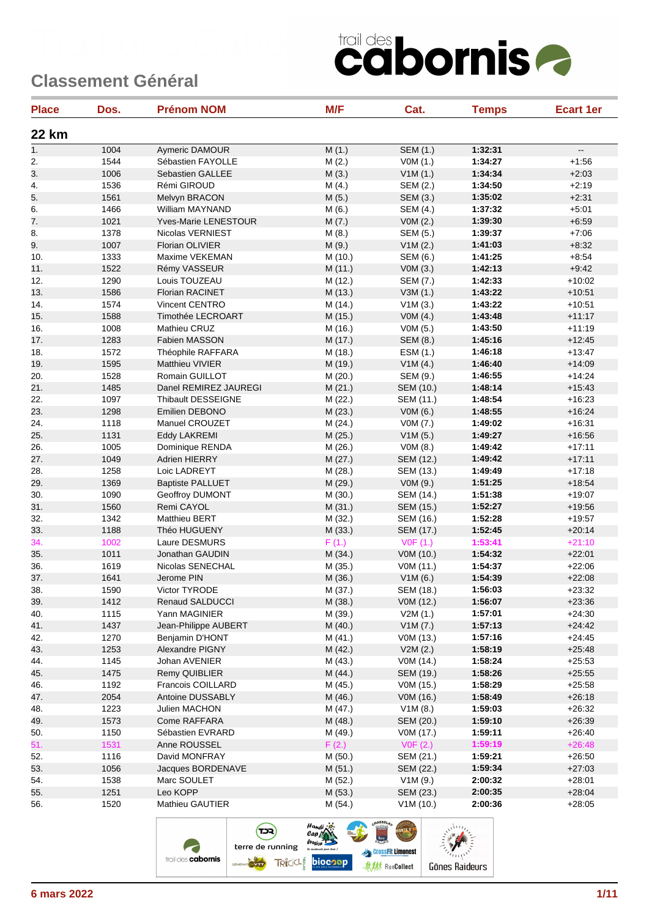# Classement Général

trail des cabornis

## 22 km

| Place | Dos. | Prénom NOM | M/F | Cat. | Temps | Ecart 1er |
|---|---|---|---|---|---|---|
| 1. | 1004 | Aymeric DAMOUR | M (1.) | SEM (1.) | 1:32:31 | -- |
| 2. | 1544 | Sébastien FAYOLLE | M (2.) | V0M (1.) | 1:34:27 | +1:56 |
| 3. | 1006 | Sebastien GALLEE | M (3.) | V1M (1.) | 1:34:34 | +2:03 |
| 4. | 1536 | Rémi GIROUD | M (4.) | SEM (2.) | 1:34:50 | +2:19 |
| 5. | 1561 | Melvyn BRACON | M (5.) | SEM (3.) | 1:35:02 | +2:31 |
| 6. | 1466 | William MAYNAND | M (6.) | SEM (4.) | 1:37:32 | +5:01 |
| 7. | 1021 | Yves-Marie LENESTOUR | M (7.) | V0M (2.) | 1:39:30 | +6:59 |
| 8. | 1378 | Nicolas VERNIEST | M (8.) | SEM (5.) | 1:39:37 | +7:06 |
| 9. | 1007 | Florian OLIVIER | M (9.) | V1M (2.) | 1:41:03 | +8:32 |
| 10. | 1333 | Maxime VEKEMAN | M (10.) | SEM (6.) | 1:41:25 | +8:54 |
| 11. | 1522 | Rémy VASSEUR | M (11.) | V0M (3.) | 1:42:13 | +9:42 |
| 12. | 1290 | Louis TOUZEAU | M (12.) | SEM (7.) | 1:42:33 | +10:02 |
| 13. | 1586 | Florian RACINET | M (13.) | V3M (1.) | 1:43:22 | +10:51 |
| 14. | 1574 | Vincent CENTRO | M (14.) | V1M (3.) | 1:43:22 | +10:51 |
| 15. | 1588 | Timothée LECROART | M (15.) | V0M (4.) | 1:43:48 | +11:17 |
| 16. | 1008 | Mathieu CRUZ | M (16.) | V0M (5.) | 1:43:50 | +11:19 |
| 17. | 1283 | Fabien MASSON | M (17.) | SEM (8.) | 1:45:16 | +12:45 |
| 18. | 1572 | Théophile RAFFARA | M (18.) | ESM (1.) | 1:46:18 | +13:47 |
| 19. | 1595 | Matthieu VIVIER | M (19.) | V1M (4.) | 1:46:40 | +14:09 |
| 20. | 1528 | Romain GUILLOT | M (20.) | SEM (9.) | 1:46:55 | +14:24 |
| 21. | 1485 | Danel REMIREZ JAUREGI | M (21.) | SEM (10.) | 1:48:14 | +15:43 |
| 22. | 1097 | Thibault DESSEIGNE | M (22.) | SEM (11.) | 1:48:54 | +16:23 |
| 23. | 1298 | Emilien DEBONO | M (23.) | V0M (6.) | 1:48:55 | +16:24 |
| 24. | 1118 | Manuel CROUZET | M (24.) | V0M (7.) | 1:49:02 | +16:31 |
| 25. | 1131 | Eddy LAKREMI | M (25.) | V1M (5.) | 1:49:27 | +16:56 |
| 26. | 1005 | Dominique RENDA | M (26.) | V0M (8.) | 1:49:42 | +17:11 |
| 27. | 1049 | Adrien HIERRY | M (27.) | SEM (12.) | 1:49:42 | +17:11 |
| 28. | 1258 | Loic LADREYT | M (28.) | SEM (13.) | 1:49:49 | +17:18 |
| 29. | 1369 | Baptiste PALLUET | M (29.) | V0M (9.) | 1:51:25 | +18:54 |
| 30. | 1090 | Geoffroy DUMONT | M (30.) | SEM (14.) | 1:51:38 | +19:07 |
| 31. | 1560 | Remi CAYOL | M (31.) | SEM (15.) | 1:52:27 | +19:56 |
| 32. | 1342 | Matthieu BERT | M (32.) | SEM (16.) | 1:52:28 | +19:57 |
| 33. | 1188 | Théo HUGUENY | M (33.) | SEM (17.) | 1:52:45 | +20:14 |
| 34. | 1002 | Laure DESMURS | F (1.) | V0F (1.) | 1:53:41 | +21:10 |
| 35. | 1011 | Jonathan GAUDIN | M (34.) | V0M (10.) | 1:54:32 | +22:01 |
| 36. | 1619 | Nicolas SENECHAL | M (35.) | V0M (11.) | 1:54:37 | +22:06 |
| 37. | 1641 | Jerome PIN | M (36.) | V1M (6.) | 1:54:39 | +22:08 |
| 38. | 1590 | Victor TYRODE | M (37.) | SEM (18.) | 1:56:03 | +23:32 |
| 39. | 1412 | Renaud SALDUCCI | M (38.) | V0M (12.) | 1:56:07 | +23:36 |
| 40. | 1115 | Yann MAGINIER | M (39.) | V2M (1.) | 1:57:01 | +24:30 |
| 41. | 1437 | Jean-Philippe AUBERT | M (40.) | V1M (7.) | 1:57:13 | +24:42 |
| 42. | 1270 | Benjamin D'HONT | M (41.) | V0M (13.) | 1:57:16 | +24:45 |
| 43. | 1253 | Alexandre PIGNY | M (42.) | V2M (2.) | 1:58:19 | +25:48 |
| 44. | 1145 | Johan AVENIER | M (43.) | V0M (14.) | 1:58:24 | +25:53 |
| 45. | 1475 | Remy QUIBLIER | M (44.) | SEM (19.) | 1:58:26 | +25:55 |
| 46. | 1192 | Francois COILLARD | M (45.) | V0M (15.) | 1:58:29 | +25:58 |
| 47. | 2054 | Antoine DUSSABLY | M (46.) | V0M (16.) | 1:58:49 | +26:18 |
| 48. | 1223 | Julien MACHON | M (47.) | V1M (8.) | 1:59:03 | +26:32 |
| 49. | 1573 | Come RAFFARA | M (48.) | SEM (20.) | 1:59:10 | +26:39 |
| 50. | 1150 | Sébastien EVRARD | M (49.) | V0M (17.) | 1:59:11 | +26:40 |
| 51. | 1531 | Anne ROUSSEL | F (2.) | V0F (2.) | 1:59:19 | +26:48 |
| 52. | 1116 | David MONFRAY | M (50.) | SEM (21.) | 1:59:21 | +26:50 |
| 53. | 1056 | Jacques BORDENAVE | M (51.) | SEM (22.) | 1:59:34 | +27:03 |
| 54. | 1538 | Marc SOULET | M (52.) | V1M (9.) | 2:00:32 | +28:01 |
| 55. | 1251 | Leo KOPP | M (53.) | SEM (23.) | 2:00:35 | +28:04 |
| 56. | 1520 | Mathieu GAUTIER | M (54.) | V1M (10.) | 2:00:36 | +28:05 |

6 mars 2022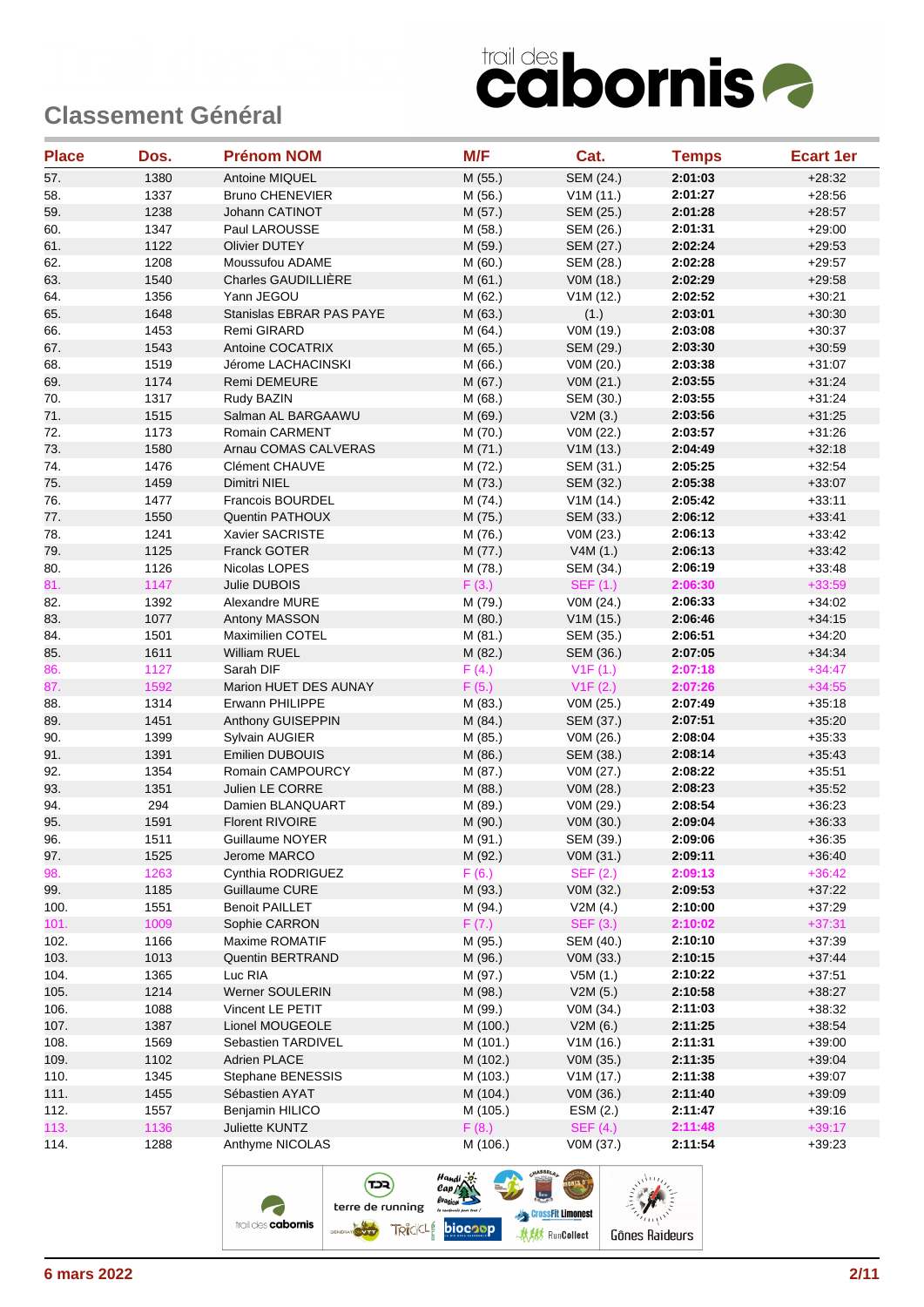## Classement Général

| Place | Dos. | Prénom NOM | M/F | Cat. | Temps | Ecart 1er |
|---|---|---|---|---|---|---|
| 57. | 1380 | Antoine MIQUEL | M (55.) | SEM (24.) | **2:01:03** | +28:32 |
| 58. | 1337 | Bruno CHENEVIER | M (56.) | V1M (11.) | **2:01:27** | +28:56 |
| 59. | 1238 | Johann CATINOT | M (57.) | SEM (25.) | **2:01:28** | +28:57 |
| 60. | 1347 | Paul LAROUSSE | M (58.) | SEM (26.) | **2:01:31** | +29:00 |
| 61. | 1122 | Olivier DUTEY | M (59.) | SEM (27.) | **2:02:24** | +29:53 |
| 62. | 1208 | Moussoufou ADAME | M (60.) | SEM (28.) | **2:02:28** | +29:57 |
| 63. | 1540 | Charles GAUDILLIÈRE | M (61.) | V0M (18.) | **2:02:29** | +29:58 |
| 64. | 1356 | Yann JEGOU | M (62.) | V1M (12.) | **2:02:52** | +30:21 |
| 65. | 1648 | Stanislas EBRAR PAS PAYE | M (63.) | (1.) | **2:03:01** | +30:30 |
| 66. | 1453 | Remi GIRARD | M (64.) | V0M (19.) | **2:03:08** | +30:37 |
| 67. | 1543 | Antoine COCATRIX | M (65.) | SEM (29.) | **2:03:30** | +30:59 |
| 68. | 1519 | Jérome LACHACINSKI | M (66.) | V0M (20.) | **2:03:38** | +31:07 |
| 69. | 1174 | Remi DEMEURE | M (67.) | V0M (21.) | **2:03:55** | +31:24 |
| 70. | 1317 | Rudy BAZIN | M (68.) | SEM (30.) | **2:03:55** | +31:24 |
| 71. | 1515 | Salman AL BARGAAWU | M (69.) | V2M (3.) | **2:03:56** | +31:25 |
| 72. | 1173 | Romain CARMENT | M (70.) | V0M (22.) | **2:03:57** | +31:26 |
| 73. | 1580 | Arnau COMAS CALVERAS | M (71.) | V1M (13.) | **2:04:49** | +32:18 |
| 74. | 1476 | Clément CHAUVE | M (72.) | SEM (31.) | **2:05:25** | +32:54 |
| 75. | 1459 | Dimitri NIEL | M (73.) | SEM (32.) | **2:05:38** | +33:07 |
| 76. | 1477 | Francois BOURDEL | M (74.) | V1M (14.) | **2:05:42** | +33:11 |
| 77. | 1550 | Quentin PATHOUX | M (75.) | SEM (33.) | **2:06:12** | +33:41 |
| 78. | 1241 | Xavier SACRISTE | M (76.) | V0M (23.) | **2:06:13** | +33:42 |
| 79. | 1125 | Franck GOTER | M (77.) | V4M (1.) | **2:06:13** | +33:42 |
| 80. | 1126 | Nicolas LOPES | M (78.) | SEM (34.) | **2:06:19** | +33:48 |
| 81. | 1147 | Julie DUBOIS | F (3.) | SEF (1.) | **2:06:30** | +33:59 |
| 82. | 1392 | Alexandre MURE | M (79.) | V0M (24.) | **2:06:33** | +34:02 |
| 83. | 1077 | Antony MASSON | M (80.) | V1M (15.) | **2:06:46** | +34:15 |
| 84. | 1501 | Maximilien COTEL | M (81.) | SEM (35.) | **2:06:51** | +34:20 |
| 85. | 1611 | William RUEL | M (82.) | SEM (36.) | **2:07:05** | +34:34 |
| 86. | 1127 | Sarah DIF | F (4.) | V1F (1.) | **2:07:18** | +34:47 |
| 87. | 1592 | Marion HUET DES AUNAY | F (5.) | V1F (2.) | **2:07:26** | +34:55 |
| 88. | 1314 | Erwann PHILIPPE | M (83.) | V0M (25.) | **2:07:49** | +35:18 |
| 89. | 1451 | Anthony GUISEPPIN | M (84.) | SEM (37.) | **2:07:51** | +35:20 |
| 90. | 1399 | Sylvain AUGIER | M (85.) | V0M (26.) | **2:08:04** | +35:33 |
| 91. | 1391 | Emilien DUBOUIS | M (86.) | SEM (38.) | **2:08:14** | +35:43 |
| 92. | 1354 | Romain CAMPOURCY | M (87.) | V0M (27.) | **2:08:22** | +35:51 |
| 93. | 1351 | Julien LE CORRE | M (88.) | V0M (28.) | **2:08:23** | +35:52 |
| 94. | 294 | Damien BLANQUART | M (89.) | V0M (29.) | **2:08:54** | +36:23 |
| 95. | 1591 | Florent RIVOIRE | M (90.) | V0M (30.) | **2:09:04** | +36:33 |
| 96. | 1511 | Guillaume NOYER | M (91.) | SEM (39.) | **2:09:06** | +36:35 |
| 97. | 1525 | Jerome MARCO | M (92.) | V0M (31.) | **2:09:11** | +36:40 |
| 98. | 1263 | Cynthia RODRIGUEZ | F (6.) | SEF (2.) | **2:09:13** | +36:42 |
| 99. | 1185 | Guillaume CURE | M (93.) | V0M (32.) | **2:09:53** | +37:22 |
| 100. | 1551 | Benoit PAILLET | M (94.) | V2M (4.) | **2:10:00** | +37:29 |
| 101. | 1009 | Sophie CARRON | F (7.) | SEF (3.) | **2:10:02** | +37:31 |
| 102. | 1166 | Maxime ROMATIF | M (95.) | SEM (40.) | **2:10:10** | +37:39 |
| 103. | 1013 | Quentin BERTRAND | M (96.) | V0M (33.) | **2:10:15** | +37:44 |
| 104. | 1365 | Luc RIA | M (97.) | V5M (1.) | **2:10:22** | +37:51 |
| 105. | 1214 | Werner SOULERIN | M (98.) | V2M (5.) | **2:10:58** | +38:27 |
| 106. | 1088 | Vincent LE PETIT | M (99.) | V0M (34.) | **2:11:03** | +38:32 |
| 107. | 1387 | Lionel MOUGEOLE | M (100.) | V2M (6.) | **2:11:25** | +38:54 |
| 108. | 1569 | Sebastien TARDIVEL | M (101.) | V1M (16.) | **2:11:31** | +39:00 |
| 109. | 1102 | Adrien PLACE | M (102.) | V0M (35.) | **2:11:35** | +39:04 |
| 110. | 1345 | Stephane BENESSIS | M (103.) | V1M (17.) | **2:11:38** | +39:07 |
| 111. | 1455 | Sébastien AYAT | M (104.) | V0M (36.) | **2:11:40** | +39:09 |
| 112. | 1557 | Benjamin HILICO | M (105.) | ESM (2.) | **2:11:47** | +39:16 |
| 113. | 1136 | Juliette KUNTZ | F (8.) | SEF (4.) | **2:11:48** | +39:17 |
| 114. | 1288 | Anthyme NICOLAS | M (106.) | V0M (37.) | **2:11:54** | +39:23 |

**6 mars 2022**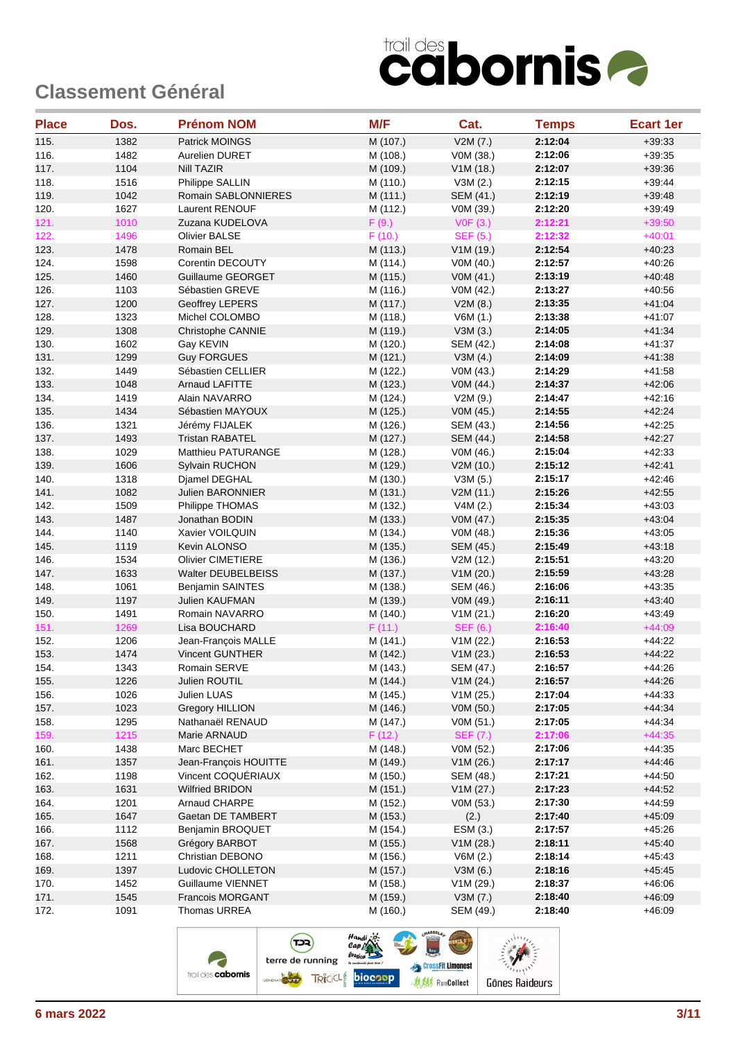## Classement Général

| Place | Dos. | Prénom NOM | M/F | Cat. | Temps | Ecart 1er |
|---|---|---|---|---|---|---|
| 115. | 1382 | Patrick MOINGS | M (107.) | V2M (7.) | 2:12:04 | +39:33 |
| 116. | 1482 | Aurelien DURET | M (108.) | V0M (38.) | 2:12:06 | +39:35 |
| 117. | 1104 | Nill TAZIR | M (109.) | V1M (18.) | 2:12:07 | +39:36 |
| 118. | 1516 | Philippe SALLIN | M (110.) | V3M (2.) | 2:12:15 | +39:44 |
| 119. | 1042 | Romain SABLONNIERES | M (111.) | SEM (41.) | 2:12:19 | +39:48 |
| 120. | 1627 | Laurent RENOUF | M (112.) | V0M (39.) | 2:12:20 | +39:49 |
| 121. | 1010 | Zuzana KUDELOVA | F (9.) | V0F (3.) | 2:12:21 | +39:50 |
| 122. | 1496 | Olivier BALSE | F (10.) | SEF (5.) | 2:12:32 | +40:01 |
| 123. | 1478 | Romain BEL | M (113.) | V1M (19.) | 2:12:54 | +40:23 |
| 124. | 1598 | Corentin DECOUTY | M (114.) | V0M (40.) | 2:12:57 | +40:26 |
| 125. | 1460 | Guillaume GEORGET | M (115.) | V0M (41.) | 2:13:19 | +40:48 |
| 126. | 1103 | Sébastien GREVE | M (116.) | V0M (42.) | 2:13:27 | +40:56 |
| 127. | 1200 | Geoffrey LEPERS | M (117.) | V2M (8.) | 2:13:35 | +41:04 |
| 128. | 1323 | Michel COLOMBO | M (118.) | V6M (1.) | 2:13:38 | +41:07 |
| 129. | 1308 | Christophe CANNIE | M (119.) | V3M (3.) | 2:14:05 | +41:34 |
| 130. | 1602 | Gay KEVIN | M (120.) | SEM (42.) | 2:14:08 | +41:37 |
| 131. | 1299 | Guy FORGUES | M (121.) | V3M (4.) | 2:14:09 | +41:38 |
| 132. | 1449 | Sébastien CELLIER | M (122.) | V0M (43.) | 2:14:29 | +41:58 |
| 133. | 1048 | Arnaud LAFITTE | M (123.) | V0M (44.) | 2:14:37 | +42:06 |
| 134. | 1419 | Alain NAVARRO | M (124.) | V2M (9.) | 2:14:47 | +42:16 |
| 135. | 1434 | Sébastien MAYOUX | M (125.) | V0M (45.) | 2:14:55 | +42:24 |
| 136. | 1321 | Jérémy FIJALEK | M (126.) | SEM (43.) | 2:14:56 | +42:25 |
| 137. | 1493 | Tristan RABATEL | M (127.) | SEM (44.) | 2:14:58 | +42:27 |
| 138. | 1029 | Matthieu PATURANGE | M (128.) | V0M (46.) | 2:15:04 | +42:33 |
| 139. | 1606 | Sylvain RUCHON | M (129.) | V2M (10.) | 2:15:12 | +42:41 |
| 140. | 1318 | Djamel DEGHAL | M (130.) | V3M (5.) | 2:15:17 | +42:46 |
| 141. | 1082 | Julien BARONNIER | M (131.) | V2M (11.) | 2:15:26 | +42:55 |
| 142. | 1509 | Philippe THOMAS | M (132.) | V4M (2.) | 2:15:34 | +43:03 |
| 143. | 1487 | Jonathan BODIN | M (133.) | V0M (47.) | 2:15:35 | +43:04 |
| 144. | 1140 | Xavier VOILQUIN | M (134.) | V0M (48.) | 2:15:36 | +43:05 |
| 145. | 1119 | Kevin ALONSO | M (135.) | SEM (45.) | 2:15:49 | +43:18 |
| 146. | 1534 | Olivier CIMETIERE | M (136.) | V2M (12.) | 2:15:51 | +43:20 |
| 147. | 1633 | Walter DEUBELBEISS | M (137.) | V1M (20.) | 2:15:59 | +43:28 |
| 148. | 1061 | Benjamin SAINTES | M (138.) | SEM (46.) | 2:16:06 | +43:35 |
| 149. | 1197 | Julien KAUFMAN | M (139.) | V0M (49.) | 2:16:11 | +43:40 |
| 150. | 1491 | Romain NAVARRO | M (140.) | V1M (21.) | 2:16:20 | +43:49 |
| 151. | 1269 | Lisa BOUCHARD | F (11.) | SEF (6.) | 2:16:40 | +44:09 |
| 152. | 1206 | Jean-François MALLE | M (141.) | V1M (22.) | 2:16:53 | +44:22 |
| 153. | 1474 | Vincent GUNTHER | M (142.) | V1M (23.) | 2:16:53 | +44:22 |
| 154. | 1343 | Romain SERVE | M (143.) | SEM (47.) | 2:16:57 | +44:26 |
| 155. | 1226 | Julien ROUTIL | M (144.) | V1M (24.) | 2:16:57 | +44:26 |
| 156. | 1026 | Julien LUAS | M (145.) | V1M (25.) | 2:17:04 | +44:33 |
| 157. | 1023 | Gregory HILLION | M (146.) | V0M (50.) | 2:17:05 | +44:34 |
| 158. | 1295 | Nathanaël RENAUD | M (147.) | V0M (51.) | 2:17:05 | +44:34 |
| 159. | 1215 | Marie ARNAUD | F (12.) | SEF (7.) | 2:17:06 | +44:35 |
| 160. | 1438 | Marc BECHET | M (148.) | V0M (52.) | 2:17:06 | +44:35 |
| 161. | 1357 | Jean-François HOUITTE | M (149.) | V1M (26.) | 2:17:17 | +44:46 |
| 162. | 1198 | Vincent COQUÉRIAUX | M (150.) | SEM (48.) | 2:17:21 | +44:50 |
| 163. | 1631 | Wilfried BRIDON | M (151.) | V1M (27.) | 2:17:23 | +44:52 |
| 164. | 1201 | Arnaud CHARPE | M (152.) | V0M (53.) | 2:17:30 | +44:59 |
| 165. | 1647 | Gaetan DE TAMBERT | M (153.) | (2.) | 2:17:40 | +45:09 |
| 166. | 1112 | Benjamin BROQUET | M (154.) | ESM (3.) | 2:17:57 | +45:26 |
| 167. | 1568 | Grégory BARBOT | M (155.) | V1M (28.) | 2:18:11 | +45:40 |
| 168. | 1211 | Christian DEBONO | M (156.) | V6M (2.) | 2:18:14 | +45:43 |
| 169. | 1397 | Ludovic CHOLLETON | M (157.) | V3M (6.) | 2:18:16 | +45:45 |
| 170. | 1452 | Guillaume VIENNET | M (158.) | V1M (29.) | 2:18:37 | +46:06 |
| 171. | 1545 | Francois MORGANT | M (159.) | V3M (7.) | 2:18:40 | +46:09 |
| 172. | 1091 | Thomas URREA | M (160.) | SEM (49.) | 2:18:40 | +46:09 |

6 mars 2022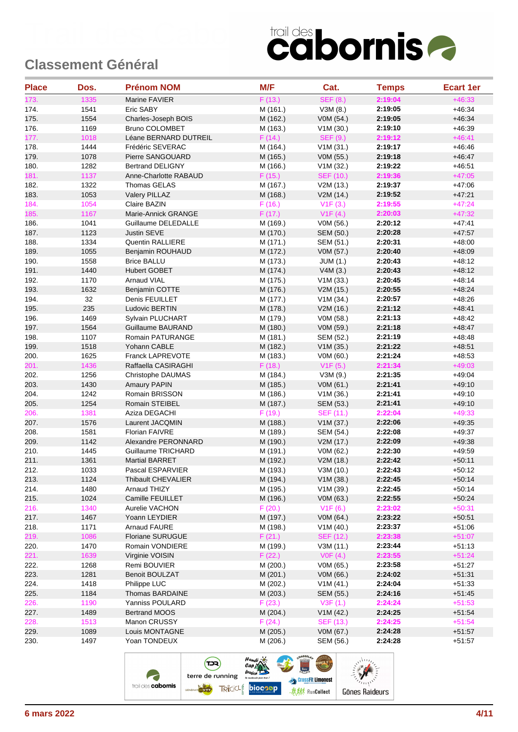## Classement Général

| Place | Dos. | Prénom NOM | M/F | Cat. | Temps | Ecart 1er |
|---|---|---|---|---|---|---|
| 173. | 1335 | Marine FAVIER | F (13.) | SEF (8.) | 2:19:04 | +46:33 |
| 174. | 1541 | Eric SABY | M (161.) | V3M (8.) | 2:19:05 | +46:34 |
| 175. | 1554 | Charles-Joseph BOIS | M (162.) | V0M (54.) | 2:19:05 | +46:34 |
| 176. | 1169 | Bruno COLOMBET | M (163.) | V1M (30.) | 2:19:10 | +46:39 |
| 177. | 1018 | Léane BERNARD DUTREIL | F (14.) | SEF (9.) | 2:19:12 | +46:41 |
| 178. | 1444 | Frédéric SEVERAC | M (164.) | V1M (31.) | 2:19:17 | +46:46 |
| 179. | 1078 | Pierre SANGOUARD | M (165.) | V0M (55.) | 2:19:18 | +46:47 |
| 180. | 1282 | Bertrand DELIGNY | M (166.) | V1M (32.) | 2:19:22 | +46:51 |
| 181. | 1137 | Anne-Charlotte RABAUD | F (15.) | SEF (10.) | 2:19:36 | +47:05 |
| 182. | 1322 | Thomas GELAS | M (167.) | V2M (13.) | 2:19:37 | +47:06 |
| 183. | 1053 | Valery PILLAZ | M (168.) | V2M (14.) | 2:19:52 | +47:21 |
| 184. | 1054 | Claire BAZIN | F (16.) | V1F (3.) | 2:19:55 | +47:24 |
| 185. | 1167 | Marie-Annick GRANGE | F (17.) | V1F (4.) | 2:20:03 | +47:32 |
| 186. | 1041 | Guillaume DELEDALLE | M (169.) | V0M (56.) | 2:20:12 | +47:41 |
| 187. | 1123 | Justin SEVE | M (170.) | SEM (50.) | 2:20:28 | +47:57 |
| 188. | 1334 | Quentin RALLIERE | M (171.) | SEM (51.) | 2:20:31 | +48:00 |
| 189. | 1055 | Benjamin ROUHAUD | M (172.) | V0M (57.) | 2:20:40 | +48:09 |
| 190. | 1558 | Brice BALLU | M (173.) | JUM (1.) | 2:20:43 | +48:12 |
| 191. | 1440 | Hubert GOBET | M (174.) | V4M (3.) | 2:20:43 | +48:12 |
| 192. | 1170 | Arnaud VIAL | M (175.) | V1M (33.) | 2:20:45 | +48:14 |
| 193. | 1632 | Benjamin COTTE | M (176.) | V2M (15.) | 2:20:55 | +48:24 |
| 194. | 32 | Denis FEUILLET | M (177.) | V1M (34.) | 2:20:57 | +48:26 |
| 195. | 235 | Ludovic BERTIN | M (178.) | V2M (16.) | 2:21:12 | +48:41 |
| 196. | 1469 | Sylvain PLUCHART | M (179.) | V0M (58.) | 2:21:13 | +48:42 |
| 197. | 1564 | Guillaume BAURAND | M (180.) | V0M (59.) | 2:21:18 | +48:47 |
| 198. | 1107 | Romain PATURANGE | M (181.) | SEM (52.) | 2:21:19 | +48:48 |
| 199. | 1518 | Yohann CABLE | M (182.) | V1M (35.) | 2:21:22 | +48:51 |
| 200. | 1625 | Franck LAPREVOTE | M (183.) | V0M (60.) | 2:21:24 | +48:53 |
| 201. | 1436 | Raffaella CASIRAGHI | F (18.) | V1F (5.) | 2:21:34 | +49:03 |
| 202. | 1256 | Christophe DAUMAS | M (184.) | V3M (9.) | 2:21:35 | +49:04 |
| 203. | 1430 | Amaury PAPIN | M (185.) | V0M (61.) | 2:21:41 | +49:10 |
| 204. | 1242 | Romain BRISSON | M (186.) | V1M (36.) | 2:21:41 | +49:10 |
| 205. | 1254 | Romain STEIBEL | M (187.) | SEM (53.) | 2:21:41 | +49:10 |
| 206. | 1381 | Aziza DEGACHI | F (19.) | SEF (11.) | 2:22:04 | +49:33 |
| 207. | 1576 | Laurent JACQMIN | M (188.) | V1M (37.) | 2:22:06 | +49:35 |
| 208. | 1581 | Florian FAIVRE | M (189.) | SEM (54.) | 2:22:08 | +49:37 |
| 209. | 1142 | Alexandre PERONNARD | M (190.) | V2M (17.) | 2:22:09 | +49:38 |
| 210. | 1445 | Guillaume TRICHARD | M (191.) | V0M (62.) | 2:22:30 | +49:59 |
| 211. | 1361 | Martial BARRET | M (192.) | V2M (18.) | 2:22:42 | +50:11 |
| 212. | 1033 | Pascal ESPARVIER | M (193.) | V3M (10.) | 2:22:43 | +50:12 |
| 213. | 1124 | Thibault CHEVALIER | M (194.) | V1M (38.) | 2:22:45 | +50:14 |
| 214. | 1480 | Arnaud THIZY | M (195.) | V1M (39.) | 2:22:45 | +50:14 |
| 215. | 1024 | Camille FEUILLET | M (196.) | V0M (63.) | 2:22:55 | +50:24 |
| 216. | 1340 | Aurelie VACHON | F (20.) | V1F (6.) | 2:23:02 | +50:31 |
| 217. | 1467 | Yoann LEYDIER | M (197.) | V0M (64.) | 2:23:22 | +50:51 |
| 218. | 1171 | Arnaud FAURE | M (198.) | V1M (40.) | 2:23:37 | +51:06 |
| 219. | 1086 | Floriane SURUGUE | F (21.) | SEF (12.) | 2:23:38 | +51:07 |
| 220. | 1470 | Romain VONDIERE | M (199.) | V3M (11.) | 2:23:44 | +51:13 |
| 221. | 1639 | Virginie VOISIN | F (22.) | V0F (4.) | 2:23:55 | +51:24 |
| 222. | 1268 | Remi BOUVIER | M (200.) | V0M (65.) | 2:23:58 | +51:27 |
| 223. | 1281 | Benoit BOULZAT | M (201.) | V0M (66.) | 2:24:02 | +51:31 |
| 224. | 1418 | Philippe LUC | M (202.) | V1M (41.) | 2:24:04 | +51:33 |
| 225. | 1184 | Thomas BARDAINE | M (203.) | SEM (55.) | 2:24:16 | +51:45 |
| 226. | 1190 | Yanniss POULARD | F (23.) | V3F (1.) | 2:24:24 | +51:53 |
| 227. | 1489 | Bertrand MOOS | M (204.) | V1M (42.) | 2:24:25 | +51:54 |
| 228. | 1513 | Manon CRUSSY | F (24.) | SEF (13.) | 2:24:25 | +51:54 |
| 229. | 1089 | Louis MONTAGNE | M (205.) | V0M (67.) | 2:24:28 | +51:57 |
| 230. | 1497 | Yoan TONDEUX | M (206.) | SEM (56.) | 2:24:28 | +51:57 |

6 mars 2022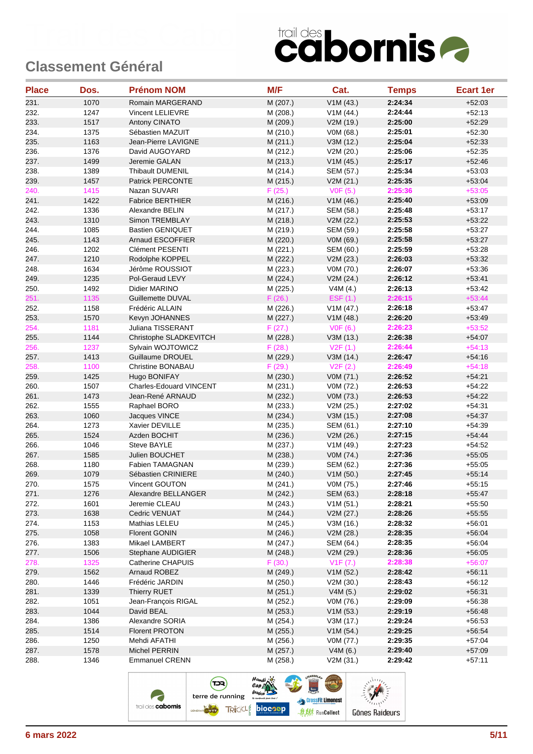# Classement Général

trail des cabornis

| Place | Dos. | Prénom NOM | M/F | Cat. | Temps | Ecart 1er |
|---|---|---|---|---|---|---|
| 231. | 1070 | Romain MARGERAND | M (207.) | V1M (43.) | **2:24:34** | +52:03 |
| 232. | 1247 | Vincent LELIEVRE | M (208.) | V1M (44.) | **2:24:44** | +52:13 |
| 233. | 1517 | Antony CINATO | M (209.) | V2M (19.) | **2:25:00** | +52:29 |
| 234. | 1375 | Sébastien MAZUIT | M (210.) | V0M (68.) | **2:25:01** | +52:30 |
| 235. | 1163 | Jean-Pierre LAVIGNE | M (211.) | V3M (12.) | **2:25:04** | +52:33 |
| 236. | 1376 | David AUGOYARD | M (212.) | V2M (20.) | **2:25:06** | +52:35 |
| 237. | 1499 | Jeremie GALAN | M (213.) | V1M (45.) | **2:25:17** | +52:46 |
| 238. | 1389 | Thibault DUMENIL | M (214.) | SEM (57.) | **2:25:34** | +53:03 |
| 239. | 1457 | Patrick PERCONTE | M (215.) | V2M (21.) | **2:25:35** | +53:04 |
| 240. | 1415 | Nazan SUVARI | F (25.) | V0F (5.) | **2:25:36** | +53:05 |
| 241. | 1422 | Fabrice BERTHIER | M (216.) | V1M (46.) | **2:25:40** | +53:09 |
| 242. | 1336 | Alexandre BELIN | M (217.) | SEM (58.) | **2:25:48** | +53:17 |
| 243. | 1310 | Simon TREMBLAY | M (218.) | V2M (22.) | **2:25:53** | +53:22 |
| 244. | 1085 | Bastien GENIQUET | M (219.) | SEM (59.) | **2:25:58** | +53:27 |
| 245. | 1143 | Arnaud ESCOFFIER | M (220.) | V0M (69.) | **2:25:58** | +53:27 |
| 246. | 1202 | Clément PESENTI | M (221.) | SEM (60.) | **2:25:59** | +53:28 |
| 247. | 1210 | Rodolphe KOPPEL | M (222.) | V2M (23.) | **2:26:03** | +53:32 |
| 248. | 1634 | Jérôme ROUSSIOT | M (223.) | V0M (70.) | **2:26:07** | +53:36 |
| 249. | 1235 | Pol-Geraud LEVY | M (224.) | V2M (24.) | **2:26:12** | +53:41 |
| 250. | 1492 | Didier MARINO | M (225.) | V4M (4.) | **2:26:13** | +53:42 |
| 251. | 1135 | Guillemette DUVAL | F (26.) | ESF (1.) | **2:26:15** | +53:44 |
| 252. | 1158 | Frédéric ALLAIN | M (226.) | V1M (47.) | **2:26:18** | +53:47 |
| 253. | 1570 | Kevyn JOHANNES | M (227.) | V1M (48.) | **2:26:20** | +53:49 |
| 254. | 1181 | Juliana TISSERANT | F (27.) | V0F (6.) | **2:26:23** | +53:52 |
| 255. | 1144 | Christophe SLADKEVITCH | M (228.) | V3M (13.) | **2:26:38** | +54:07 |
| 256. | 1237 | Sylvain WOJTOWICZ | F (28.) | V2F (1.) | **2:26:44** | +54:13 |
| 257. | 1413 | Guillaume DROUEL | M (229.) | V3M (14.) | **2:26:47** | +54:16 |
| 258. | 1100 | Christine BONABAU | F (29.) | V2F (2.) | **2:26:49** | +54:18 |
| 259. | 1425 | Hugo BONIFAY | M (230.) | V0M (71.) | **2:26:52** | +54:21 |
| 260. | 1507 | Charles-Edouard VINCENT | M (231.) | V0M (72.) | **2:26:53** | +54:22 |
| 261. | 1473 | Jean-René ARNAUD | M (232.) | V0M (73.) | **2:26:53** | +54:22 |
| 262. | 1555 | Raphael BORO | M (233.) | V2M (25.) | **2:27:02** | +54:31 |
| 263. | 1060 | Jacques VINCE | M (234.) | V3M (15.) | **2:27:08** | +54:37 |
| 264. | 1273 | Xavier DEVILLE | M (235.) | SEM (61.) | **2:27:10** | +54:39 |
| 265. | 1524 | Azden BOCHIT | M (236.) | V2M (26.) | **2:27:15** | +54:44 |
| 266. | 1046 | Steve BAYLE | M (237.) | V1M (49.) | **2:27:23** | +54:52 |
| 267. | 1585 | Julien BOUCHET | M (238.) | V0M (74.) | **2:27:36** | +55:05 |
| 268. | 1180 | Fabien TAMAGNAN | M (239.) | SEM (62.) | **2:27:36** | +55:05 |
| 269. | 1079 | Sébastien CRINIERE | M (240.) | V1M (50.) | **2:27:45** | +55:14 |
| 270. | 1575 | Vincent GOUTON | M (241.) | V0M (75.) | **2:27:46** | +55:15 |
| 271. | 1276 | Alexandre BELLANGER | M (242.) | SEM (63.) | **2:28:18** | +55:47 |
| 272. | 1601 | Jeremie CLEAU | M (243.) | V1M (51.) | **2:28:21** | +55:50 |
| 273. | 1638 | Cedric VENUAT | M (244.) | V2M (27.) | **2:28:26** | +55:55 |
| 274. | 1153 | Mathias LELEU | M (245.) | V3M (16.) | **2:28:32** | +56:01 |
| 275. | 1058 | Florent GONIN | M (246.) | V2M (28.) | **2:28:35** | +56:04 |
| 276. | 1383 | Mikael LAMBERT | M (247.) | SEM (64.) | **2:28:35** | +56:04 |
| 277. | 1506 | Stephane AUDIGIER | M (248.) | V2M (29.) | **2:28:36** | +56:05 |
| 278. | 1325 | Catherine CHAPUIS | F (30.) | V1F (7.) | **2:28:38** | +56:07 |
| 279. | 1562 | Arnaud ROBEZ | M (249.) | V1M (52.) | **2:28:42** | +56:11 |
| 280. | 1446 | Frédéric JARDIN | M (250.) | V2M (30.) | **2:28:43** | +56:12 |
| 281. | 1339 | Thierry RUET | M (251.) | V4M (5.) | **2:29:02** | +56:31 |
| 282. | 1051 | Jean-François RIGAL | M (252.) | V0M (76.) | **2:29:09** | +56:38 |
| 283. | 1044 | David BEAL | M (253.) | V1M (53.) | **2:29:19** | +56:48 |
| 284. | 1386 | Alexandre SORIA | M (254.) | V3M (17.) | **2:29:24** | +56:53 |
| 285. | 1514 | Florent PROTON | M (255.) | V1M (54.) | **2:29:25** | +56:54 |
| 286. | 1250 | Mehdi AFATHI | M (256.) | V0M (77.) | **2:29:35** | +57:04 |
| 287. | 1578 | Michel PERRIN | M (257.) | V4M (6.) | **2:29:40** | +57:09 |
| 288. | 1346 | Emmanuel CRENN | M (258.) | V2M (31.) | **2:29:42** | +57:11 |

6 mars 2022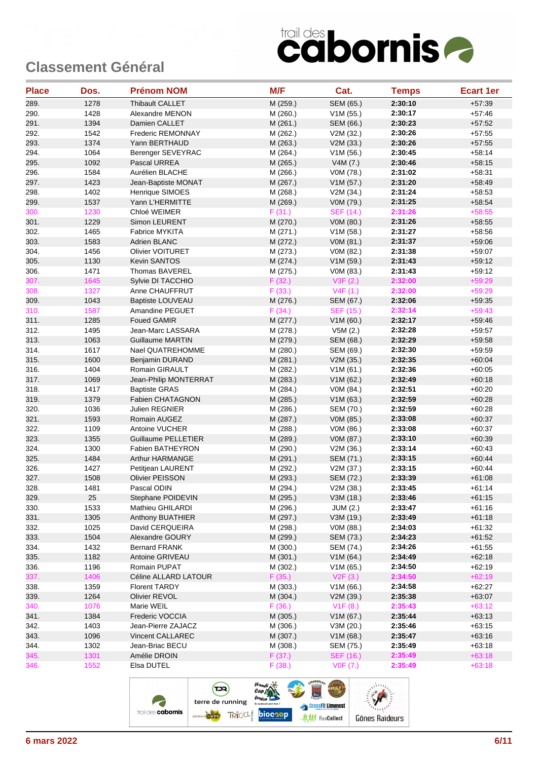## Classement Général

| Place | Dos. | Prénom NOM | M/F | Cat. | Temps | Ecart 1er |
|---|---|---|---|---|---|---|
| 289. | 1278 | Thibault CALLET | M (259.) | SEM (65.) | 2:30:10 | +57:39 |
| 290. | 1428 | Alexandre MENON | M (260.) | V1M (55.) | 2:30:17 | +57:46 |
| 291. | 1394 | Damien CALLET | M (261.) | SEM (66.) | 2:30:23 | +57:52 |
| 292. | 1542 | Frederic REMONNAY | M (262.) | V2M (32.) | 2:30:26 | +57:55 |
| 293. | 1374 | Yann BERTHAUD | M (263.) | V2M (33.) | 2:30:26 | +57:55 |
| 294. | 1064 | Berenger SEVEYRAC | M (264.) | V1M (56.) | 2:30:45 | +58:14 |
| 295. | 1092 | Pascal URREA | M (265.) | V4M (7.) | 2:30:46 | +58:15 |
| 296. | 1584 | Aurélien BLACHE | M (266.) | V0M (78.) | 2:31:02 | +58:31 |
| 297. | 1423 | Jean-Baptiste MONAT | M (267.) | V1M (57.) | 2:31:20 | +58:49 |
| 298. | 1402 | Henrique SIMOES | M (268.) | V2M (34.) | 2:31:24 | +58:53 |
| 299. | 1537 | Yann L'HERMITTE | M (269.) | V0M (79.) | 2:31:25 | +58:54 |
| 300. | 1230 | Chloé WEIMER | F (31.) | SEF (14.) | 2:31:26 | +58:55 |
| 301. | 1229 | Simon LEURENT | M (270.) | V0M (80.) | 2:31:26 | +58:55 |
| 302. | 1465 | Fabrice MYKITA | M (271.) | V1M (58.) | 2:31:27 | +58:56 |
| 303. | 1583 | Adrien BLANC | M (272.) | V0M (81.) | 2:31:37 | +59:06 |
| 304. | 1456 | Olivier VOITURET | M (273.) | V0M (82.) | 2:31:38 | +59:07 |
| 305. | 1130 | Kevin SANTOS | M (274.) | V1M (59.) | 2:31:43 | +59:12 |
| 306. | 1471 | Thomas BAVEREL | M (275.) | V0M (83.) | 2:31:43 | +59:12 |
| 307. | 1645 | Sylvie DI TACCHIO | F (32.) | V3F (2.) | 2:32:00 | +59:29 |
| 308. | 1327 | Anne CHAUFFRUT | F (33.) | V4F (1.) | 2:32:00 | +59:29 |
| 309. | 1043 | Baptiste LOUVEAU | M (276.) | SEM (67.) | 2:32:06 | +59:35 |
| 310. | 1587 | Amandine PEGUET | F (34.) | SEF (15.) | 2:32:14 | +59:43 |
| 311. | 1285 | Foued GAMIR | M (277.) | V1M (60.) | 2:32:17 | +59:46 |
| 312. | 1495 | Jean-Marc LASSARA | M (278.) | V5M (2.) | 2:32:28 | +59:57 |
| 313. | 1063 | Guillaume MARTIN | M (279.) | SEM (68.) | 2:32:29 | +59:58 |
| 314. | 1617 | Nael QUATREHOMME | M (280.) | SEM (69.) | 2:32:30 | +59:59 |
| 315. | 1600 | Benjamin DURAND | M (281.) | V2M (35.) | 2:32:35 | +60:04 |
| 316. | 1404 | Romain GIRAULT | M (282.) | V1M (61.) | 2:32:36 | +60:05 |
| 317. | 1069 | Jean-Philip MONTERRAT | M (283.) | V1M (62.) | 2:32:49 | +60:18 |
| 318. | 1417 | Baptiste GRAS | M (284.) | V0M (84.) | 2:32:51 | +60:20 |
| 319. | 1379 | Fabien CHATAGNON | M (285.) | V1M (63.) | 2:32:59 | +60:28 |
| 320. | 1036 | Julien REGNIER | M (286.) | SEM (70.) | 2:32:59 | +60:28 |
| 321. | 1593 | Romain AUGEZ | M (287.) | V0M (85.) | 2:33:08 | +60:37 |
| 322. | 1109 | Antoine VUCHER | M (288.) | V0M (86.) | 2:33:08 | +60:37 |
| 323. | 1355 | Guillaume PELLETIER | M (289.) | V0M (87.) | 2:33:10 | +60:39 |
| 324. | 1300 | Fabien BATHEYRON | M (290.) | V2M (36.) | 2:33:14 | +60:43 |
| 325. | 1484 | Arthur HARMANGE | M (291.) | SEM (71.) | 2:33:15 | +60:44 |
| 326. | 1427 | Petitjean LAURENT | M (292.) | V2M (37.) | 2:33:15 | +60:44 |
| 327. | 1508 | Olivier PEISSON | M (293.) | SEM (72.) | 2:33:39 | +61:08 |
| 328. | 1481 | Pascal ODIN | M (294.) | V2M (38.) | 2:33:45 | +61:14 |
| 329. | 25 | Stephane POIDEVIN | M (295.) | V3M (18.) | 2:33:46 | +61:15 |
| 330. | 1533 | Mathieu GHILARDI | M (296.) | JUM (2.) | 2:33:47 | +61:16 |
| 331. | 1305 | Anthony BUATHIER | M (297.) | V3M (19.) | 2:33:49 | +61:18 |
| 332. | 1025 | David CERQUEIRA | M (298.) | V0M (88.) | 2:34:03 | +61:32 |
| 333. | 1504 | Alexandre GOURY | M (299.) | SEM (73.) | 2:34:23 | +61:52 |
| 334. | 1432 | Bernard FRANK | M (300.) | SEM (74.) | 2:34:26 | +61:55 |
| 335. | 1182 | Antoine GRIVEAU | M (301.) | V1M (64.) | 2:34:49 | +62:18 |
| 336. | 1196 | Romain PUPAT | M (302.) | V1M (65.) | 2:34:50 | +62:19 |
| 337. | 1406 | Céline ALLARD LATOUR | F (35.) | V2F (3.) | 2:34:50 | +62:19 |
| 338. | 1359 | Florent TARDY | M (303.) | V1M (66.) | 2:34:58 | +62:27 |
| 339. | 1264 | Olivier REVOL | M (304.) | V2M (39.) | 2:35:38 | +63:07 |
| 340. | 1076 | Marie WEIL | F (36.) | V1F (8.) | 2:35:43 | +63:12 |
| 341. | 1384 | Frederic VOCCIA | M (305.) | V1M (67.) | 2:35:44 | +63:13 |
| 342. | 1403 | Jean-Pierre ZAJACZ | M (306.) | V3M (20.) | 2:35:46 | +63:15 |
| 343. | 1096 | Vincent CALLAREC | M (307.) | V1M (68.) | 2:35:47 | +63:16 |
| 344. | 1302 | Jean-Briac BECU | M (308.) | SEM (75.) | 2:35:49 | +63:18 |
| 345. | 1301 | Amélie DROIN | F (37.) | SEF (16.) | 2:35:49 | +63:18 |
| 346. | 1552 | Elsa DUTEL | F (38.) | V0F (7.) | 2:35:49 | +63:18 |

6 mars 2022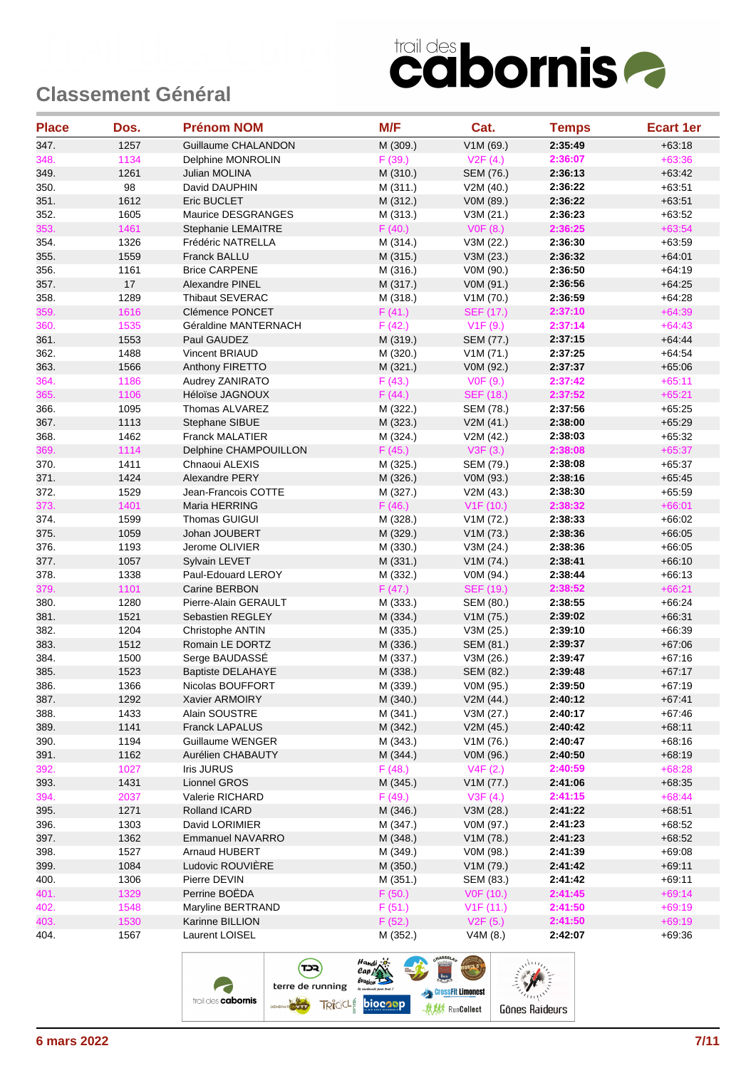## Classement Général

| Place | Dos. | Prénom NOM | M/F | Cat. | Temps | Ecart 1er |
|---|---|---|---|---|---|---|
| 347. | 1257 | Guillaume CHALANDON | M (309.) | V1M (69.) | 2:35:49 | +63:18 |
| 348. | 1134 | Delphine MONROLIN | F (39.) | V2F (4.) | 2:36:07 | +63:36 |
| 349. | 1261 | Julian MOLINA | M (310.) | SEM (76.) | 2:36:13 | +63:42 |
| 350. | 98 | David DAUPHIN | M (311.) | V2M (40.) | 2:36:22 | +63:51 |
| 351. | 1612 | Eric BUCLET | M (312.) | V0M (89.) | 2:36:22 | +63:51 |
| 352. | 1605 | Maurice DESGRANGES | M (313.) | V3M (21.) | 2:36:23 | +63:52 |
| 353. | 1461 | Stephanie LEMAITRE | F (40.) | V0F (8.) | 2:36:25 | +63:54 |
| 354. | 1326 | Frédéric NATRELLA | M (314.) | V3M (22.) | 2:36:30 | +63:59 |
| 355. | 1559 | Franck BALLU | M (315.) | V3M (23.) | 2:36:32 | +64:01 |
| 356. | 1161 | Brice CARPENE | M (316.) | V0M (90.) | 2:36:50 | +64:19 |
| 357. | 17 | Alexandre PINEL | M (317.) | V0M (91.) | 2:36:56 | +64:25 |
| 358. | 1289 | Thibaut SEVERAC | M (318.) | V1M (70.) | 2:36:59 | +64:28 |
| 359. | 1616 | Clémence PONCET | F (41.) | SEF (17.) | 2:37:10 | +64:39 |
| 360. | 1535 | Géraldine MANTERNACH | F (42.) | V1F (9.) | 2:37:14 | +64:43 |
| 361. | 1553 | Paul GAUDEZ | M (319.) | SEM (77.) | 2:37:15 | +64:44 |
| 362. | 1488 | Vincent BRIAUD | M (320.) | V1M (71.) | 2:37:25 | +64:54 |
| 363. | 1566 | Anthony FIRETTO | M (321.) | V0M (92.) | 2:37:37 | +65:06 |
| 364. | 1186 | Audrey ZANIRATO | F (43.) | V0F (9.) | 2:37:42 | +65:11 |
| 365. | 1106 | Héloïse JAGNOUX | F (44.) | SEF (18.) | 2:37:52 | +65:21 |
| 366. | 1095 | Thomas ALVAREZ | M (322.) | SEM (78.) | 2:37:56 | +65:25 |
| 367. | 1113 | Stephane SIBUE | M (323.) | V2M (41.) | 2:38:00 | +65:29 |
| 368. | 1462 | Franck MALATIER | M (324.) | V2M (42.) | 2:38:03 | +65:32 |
| 369. | 1114 | Delphine CHAMPOUILLON | F (45.) | V3F (3.) | 2:38:08 | +65:37 |
| 370. | 1411 | Chnaoui ALEXIS | M (325.) | SEM (79.) | 2:38:08 | +65:37 |
| 371. | 1424 | Alexandre PERY | M (326.) | V0M (93.) | 2:38:16 | +65:45 |
| 372. | 1529 | Jean-Francois COTTE | M (327.) | V2M (43.) | 2:38:30 | +65:59 |
| 373. | 1401 | Maria HERRING | F (46.) | V1F (10.) | 2:38:32 | +66:01 |
| 374. | 1599 | Thomas GUIGUI | M (328.) | V1M (72.) | 2:38:33 | +66:02 |
| 375. | 1059 | Johan JOUBERT | M (329.) | V1M (73.) | 2:38:36 | +66:05 |
| 376. | 1193 | Jerome OLIVIER | M (330.) | V3M (24.) | 2:38:36 | +66:05 |
| 377. | 1057 | Sylvain LEVET | M (331.) | V1M (74.) | 2:38:41 | +66:10 |
| 378. | 1338 | Paul-Edouard LEROY | M (332.) | V0M (94.) | 2:38:44 | +66:13 |
| 379. | 1101 | Carine BERBON | F (47.) | SEF (19.) | 2:38:52 | +66:21 |
| 380. | 1280 | Pierre-Alain GERAULT | M (333.) | SEM (80.) | 2:38:55 | +66:24 |
| 381. | 1521 | Sebastien REGLEY | M (334.) | V1M (75.) | 2:39:02 | +66:31 |
| 382. | 1204 | Christophe ANTIN | M (335.) | V3M (25.) | 2:39:10 | +66:39 |
| 383. | 1512 | Romain LE DORTZ | M (336.) | SEM (81.) | 2:39:37 | +67:06 |
| 384. | 1500 | Serge BAUDASSÉ | M (337.) | V3M (26.) | 2:39:47 | +67:16 |
| 385. | 1523 | Baptiste DELAHAYE | M (338.) | SEM (82.) | 2:39:48 | +67:17 |
| 386. | 1366 | Nicolas BOUFFORT | M (339.) | V0M (95.) | 2:39:50 | +67:19 |
| 387. | 1292 | Xavier ARMOIRY | M (340.) | V2M (44.) | 2:40:12 | +67:41 |
| 388. | 1433 | Alain SOUSTRE | M (341.) | V3M (27.) | 2:40:17 | +67:46 |
| 389. | 1141 | Franck LAPALUS | M (342.) | V2M (45.) | 2:40:42 | +68:11 |
| 390. | 1194 | Guillaume WENGER | M (343.) | V1M (76.) | 2:40:47 | +68:16 |
| 391. | 1162 | Aurélien CHABAUTY | M (344.) | V0M (96.) | 2:40:50 | +68:19 |
| 392. | 1027 | Iris JURUS | F (48.) | V4F (2.) | 2:40:59 | +68:28 |
| 393. | 1431 | Lionnel GROS | M (345.) | V1M (77.) | 2:41:06 | +68:35 |
| 394. | 2037 | Valerie RICHARD | F (49.) | V3F (4.) | 2:41:15 | +68:44 |
| 395. | 1271 | Rolland ICARD | M (346.) | V3M (28.) | 2:41:22 | +68:51 |
| 396. | 1303 | David LORIMIER | M (347.) | V0M (97.) | 2:41:23 | +68:52 |
| 397. | 1362 | Emmanuel NAVARRO | M (348.) | V1M (78.) | 2:41:23 | +68:52 |
| 398. | 1527 | Arnaud HUBERT | M (349.) | V0M (98.) | 2:41:39 | +69:08 |
| 399. | 1084 | Ludovic ROUVIÈRE | M (350.) | V1M (79.) | 2:41:42 | +69:11 |
| 400. | 1306 | Pierre DEVIN | M (351.) | SEM (83.) | 2:41:42 | +69:11 |
| 401. | 1329 | Perrine BOËDA | F (50.) | V0F (10.) | 2:41:45 | +69:14 |
| 402. | 1548 | Maryline BERTRAND | F (51.) | V1F (11.) | 2:41:50 | +69:19 |
| 403. | 1530 | Karinne BILLION | F (52.) | V2F (5.) | 2:41:50 | +69:19 |
| 404. | 1567 | Laurent LOISEL | M (352.) | V4M (8.) | 2:42:07 | +69:36 |

6 mars 2022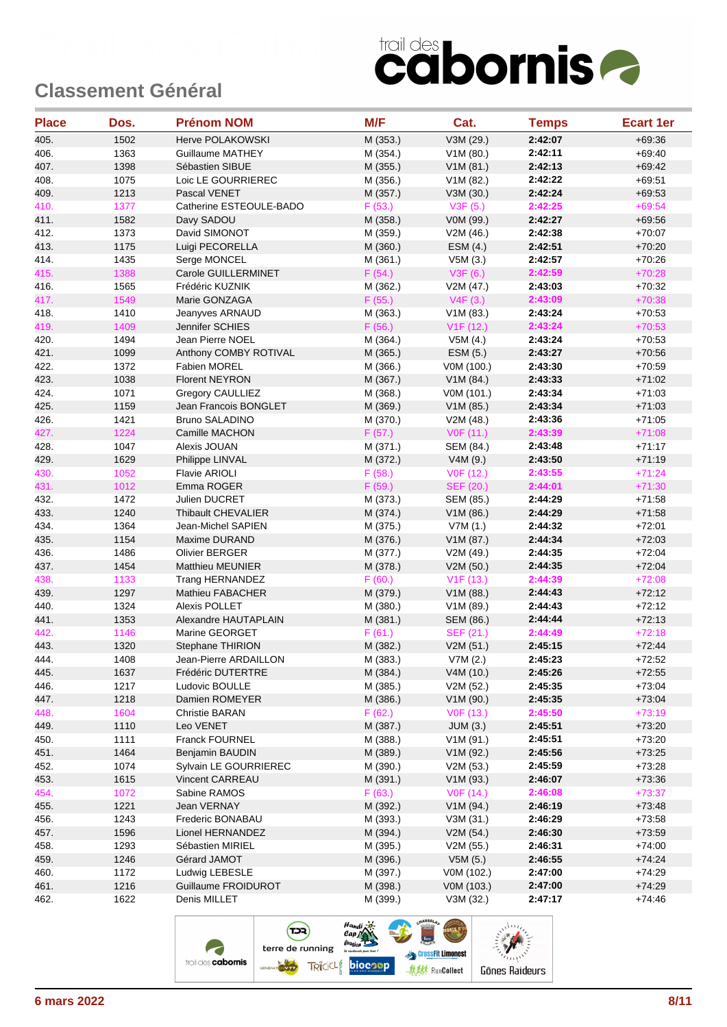# Classement Général

| Place | Dos. | Prénom NOM | M/F | Cat. | Temps | Ecart 1er |
|---|---|---|---|---|---|---|
| 405. | 1502 | Herve POLAKOWSKI | M (353.) | V3M (29.) | **2:42:07** | +69:36 |
| 406. | 1363 | Guillaume MATHEY | M (354.) | V1M (80.) | **2:42:11** | +69:40 |
| 407. | 1398 | Sébastien SIBUE | M (355.) | V1M (81.) | **2:42:13** | +69:42 |
| 408. | 1075 | Loic LE GOURRIEREC | M (356.) | V1M (82.) | **2:42:22** | +69:51 |
| 409. | 1213 | Pascal VENET | M (357.) | V3M (30.) | **2:42:24** | +69:53 |
| 410. | 1377 | Catherine ESTEOULE-BADO | F (53.) | V3F (5.) | **2:42:25** | +69:54 |
| 411. | 1582 | Davy SADOU | M (358.) | V0M (99.) | **2:42:27** | +69:56 |
| 412. | 1373 | David SIMONOT | M (359.) | V2M (46.) | **2:42:38** | +70:07 |
| 413. | 1175 | Luigi PECORELLA | M (360.) | ESM (4.) | **2:42:51** | +70:20 |
| 414. | 1435 | Serge MONCEL | M (361.) | V5M (3.) | **2:42:57** | +70:26 |
| 415. | 1388 | Carole GUILLERMINET | F (54.) | V3F (6.) | **2:42:59** | +70:28 |
| 416. | 1565 | Frédéric KUZNIK | M (362.) | V2M (47.) | **2:43:03** | +70:32 |
| 417. | 1549 | Marie GONZAGA | F (55.) | V4F (3.) | **2:43:09** | +70:38 |
| 418. | 1410 | Jeanyves ARNAUD | M (363.) | V1M (83.) | **2:43:24** | +70:53 |
| 419. | 1409 | Jennifer SCHIES | F (56.) | V1F (12.) | **2:43:24** | +70:53 |
| 420. | 1494 | Jean Pierre NOEL | M (364.) | V5M (4.) | **2:43:24** | +70:53 |
| 421. | 1099 | Anthony COMBY ROTIVAL | M (365.) | ESM (5.) | **2:43:27** | +70:56 |
| 422. | 1372 | Fabien MOREL | M (366.) | V0M (100.) | **2:43:30** | +70:59 |
| 423. | 1038 | Florent NEYRON | M (367.) | V1M (84.) | **2:43:33** | +71:02 |
| 424. | 1071 | Gregory CAULLIEZ | M (368.) | V0M (101.) | **2:43:34** | +71:03 |
| 425. | 1159 | Jean Francois BONGLET | M (369.) | V1M (85.) | **2:43:34** | +71:03 |
| 426. | 1421 | Bruno SALADINO | M (370.) | V2M (48.) | **2:43:36** | +71:05 |
| 427. | 1224 | Camille MACHON | F (57.) | V0F (11.) | **2:43:39** | +71:08 |
| 428. | 1047 | Alexis JOUAN | M (371.) | SEM (84.) | **2:43:48** | +71:17 |
| 429. | 1629 | Philippe LINVAL | M (372.) | V4M (9.) | **2:43:50** | +71:19 |
| 430. | 1052 | Flavie ARIOLI | F (58.) | V0F (12.) | **2:43:55** | +71:24 |
| 431. | 1012 | Emma ROGER | F (59.) | SEF (20.) | **2:44:01** | +71:30 |
| 432. | 1472 | Julien DUCRET | M (373.) | SEM (85.) | **2:44:29** | +71:58 |
| 433. | 1240 | Thibault CHEVALIER | M (374.) | V1M (86.) | **2:44:29** | +71:58 |
| 434. | 1364 | Jean-Michel SAPIEN | M (375.) | V7M (1.) | **2:44:32** | +72:01 |
| 435. | 1154 | Maxime DURAND | M (376.) | V1M (87.) | **2:44:34** | +72:03 |
| 436. | 1486 | Olivier BERGER | M (377.) | V2M (49.) | **2:44:35** | +72:04 |
| 437. | 1454 | Matthieu MEUNIER | M (378.) | V2M (50.) | **2:44:35** | +72:04 |
| 438. | 1133 | Trang HERNANDEZ | F (60.) | V1F (13.) | **2:44:39** | +72:08 |
| 439. | 1297 | Mathieu FABACHER | M (379.) | V1M (88.) | **2:44:43** | +72:12 |
| 440. | 1324 | Alexis POLLET | M (380.) | V1M (89.) | **2:44:43** | +72:12 |
| 441. | 1353 | Alexandre HAUTAPLAIN | M (381.) | SEM (86.) | **2:44:44** | +72:13 |
| 442. | 1146 | Marine GEORGET | F (61.) | SEF (21.) | **2:44:49** | +72:18 |
| 443. | 1320 | Stephane THIRION | M (382.) | V2M (51.) | **2:45:15** | +72:44 |
| 444. | 1408 | Jean-Pierre ARDAILLON | M (383.) | V7M (2.) | **2:45:23** | +72:52 |
| 445. | 1637 | Frédéric DUTERTRE | M (384.) | V4M (10.) | **2:45:26** | +72:55 |
| 446. | 1217 | Ludovic BOULLE | M (385.) | V2M (52.) | **2:45:35** | +73:04 |
| 447. | 1218 | Damien ROMEYER | M (386.) | V1M (90.) | **2:45:35** | +73:04 |
| 448. | 1604 | Christie BARAN | F (62.) | V0F (13.) | **2:45:50** | +73:19 |
| 449. | 1110 | Leo VENET | M (387.) | JUM (3.) | **2:45:51** | +73:20 |
| 450. | 1111 | Franck FOURNEL | M (388.) | V1M (91.) | **2:45:51** | +73:20 |
| 451. | 1464 | Benjamin BAUDIN | M (389.) | V1M (92.) | **2:45:56** | +73:25 |
| 452. | 1074 | Sylvain LE GOURRIEREC | M (390.) | V2M (53.) | **2:45:59** | +73:28 |
| 453. | 1615 | Vincent CARREAU | M (391.) | V1M (93.) | **2:46:07** | +73:36 |
| 454. | 1072 | Sabine RAMOS | F (63.) | V0F (14.) | **2:46:08** | +73:37 |
| 455. | 1221 | Jean VERNAY | M (392.) | V1M (94.) | **2:46:19** | +73:48 |
| 456. | 1243 | Frederic BONABAU | M (393.) | V3M (31.) | **2:46:29** | +73:58 |
| 457. | 1596 | Lionel HERNANDEZ | M (394.) | V2M (54.) | **2:46:30** | +73:59 |
| 458. | 1293 | Sébastien MIRIEL | M (395.) | V2M (55.) | **2:46:31** | +74:00 |
| 459. | 1246 | Gérard JAMOT | M (396.) | V5M (5.) | **2:46:55** | +74:24 |
| 460. | 1172 | Ludwig LEBESLE | M (397.) | V0M (102.) | **2:47:00** | +74:29 |
| 461. | 1216 | Guillaume FROIDUROT | M (398.) | V0M (103.) | **2:47:00** | +74:29 |
| 462. | 1622 | Denis MILLET | M (399.) | V3M (32.) | **2:47:17** | +74:46 |

6 mars 2022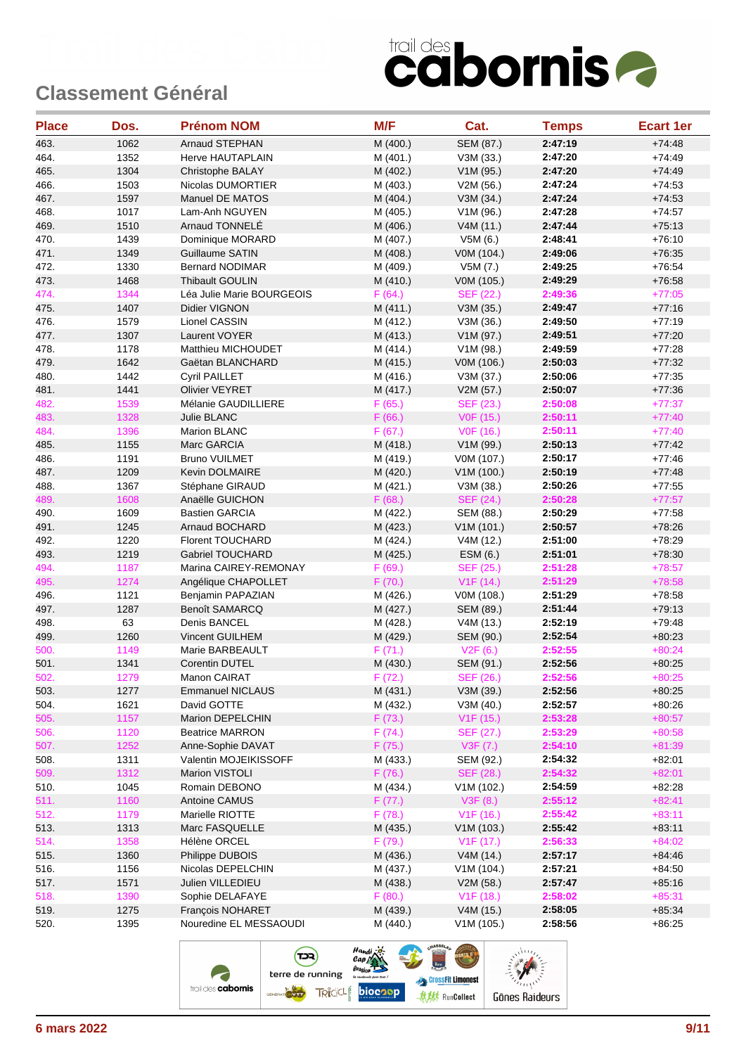## Classement Général

| Place | Dos. | Prénom NOM | M/F | Cat. | Temps | Ecart 1er |
|---|---|---|---|---|---|---|
| 463. | 1062 | Arnaud STEPHAN | M (400.) | SEM (87.) | **2:47:19** | +74:48 |
| 464. | 1352 | Herve HAUTAPLAIN | M (401.) | V3M (33.) | **2:47:20** | +74:49 |
| 465. | 1304 | Christophe BALAY | M (402.) | V1M (95.) | **2:47:20** | +74:49 |
| 466. | 1503 | Nicolas DUMORTIER | M (403.) | V2M (56.) | **2:47:24** | +74:53 |
| 467. | 1597 | Manuel DE MATOS | M (404.) | V3M (34.) | **2:47:24** | +74:53 |
| 468. | 1017 | Lam-Anh NGUYEN | M (405.) | V1M (96.) | **2:47:28** | +74:57 |
| 469. | 1510 | Arnaud TONNELÉ | M (406.) | V4M (11.) | **2:47:44** | +75:13 |
| 470. | 1439 | Dominique MORARD | M (407.) | V5M (6.) | **2:48:41** | +76:10 |
| 471. | 1349 | Guillaume SATIN | M (408.) | V0M (104.) | **2:49:06** | +76:35 |
| 472. | 1330 | Bernard NODIMAR | M (409.) | V5M (7.) | **2:49:25** | +76:54 |
| 473. | 1468 | Thibault GOULIN | M (410.) | V0M (105.) | **2:49:29** | +76:58 |
| 474. | 1344 | Léa Julie Marie BOURGEOIS | F (64.) | SEF (22.) | **2:49:36** | +77:05 |
| 475. | 1407 | Didier VIGNON | M (411.) | V3M (35.) | **2:49:47** | +77:16 |
| 476. | 1579 | Lionel CASSIN | M (412.) | V3M (36.) | **2:49:50** | +77:19 |
| 477. | 1307 | Laurent VOYER | M (413.) | V1M (97.) | **2:49:51** | +77:20 |
| 478. | 1178 | Matthieu MICHOUDET | M (414.) | V1M (98.) | **2:49:59** | +77:28 |
| 479. | 1642 | Gaëtan BLANCHARD | M (415.) | V0M (106.) | **2:50:03** | +77:32 |
| 480. | 1442 | Cyril PAILLET | M (416.) | V3M (37.) | **2:50:06** | +77:35 |
| 481. | 1441 | Olivier VEYRET | M (417.) | V2M (57.) | **2:50:07** | +77:36 |
| 482. | 1539 | Mélanie GAUDILLIERE | F (65.) | SEF (23.) | **2:50:08** | +77:37 |
| 483. | 1328 | Julie BLANC | F (66.) | V0F (15.) | **2:50:11** | +77:40 |
| 484. | 1396 | Marion BLANC | F (67.) | V0F (16.) | **2:50:11** | +77:40 |
| 485. | 1155 | Marc GARCIA | M (418.) | V1M (99.) | **2:50:13** | +77:42 |
| 486. | 1191 | Bruno VUILMET | M (419.) | V0M (107.) | **2:50:17** | +77:46 |
| 487. | 1209 | Kevin DOLMAIRE | M (420.) | V1M (100.) | **2:50:19** | +77:48 |
| 488. | 1367 | Stéphane GIRAUD | M (421.) | V3M (38.) | **2:50:26** | +77:55 |
| 489. | 1608 | Anaëlle GUICHON | F (68.) | SEF (24.) | **2:50:28** | +77:57 |
| 490. | 1609 | Bastien GARCIA | M (422.) | SEM (88.) | **2:50:29** | +77:58 |
| 491. | 1245 | Arnaud BOCHARD | M (423.) | V1M (101.) | **2:50:57** | +78:26 |
| 492. | 1220 | Florent TOUCHARD | M (424.) | V4M (12.) | **2:51:00** | +78:29 |
| 493. | 1219 | Gabriel TOUCHARD | M (425.) | ESM (6.) | **2:51:01** | +78:30 |
| 494. | 1187 | Marina CAIREY-REMONAY | F (69.) | SEF (25.) | **2:51:28** | +78:57 |
| 495. | 1274 | Angélique CHAPOLLET | F (70.) | V1F (14.) | **2:51:29** | +78:58 |
| 496. | 1121 | Benjamin PAPAZIAN | M (426.) | V0M (108.) | **2:51:29** | +78:58 |
| 497. | 1287 | Benoît SAMARCQ | M (427.) | SEM (89.) | **2:51:44** | +79:13 |
| 498. | 63 | Denis BANCEL | M (428.) | V4M (13.) | **2:52:19** | +79:48 |
| 499. | 1260 | Vincent GUILHEM | M (429.) | SEM (90.) | **2:52:54** | +80:23 |
| 500. | 1149 | Marie BARBEAULT | F (71.) | V2F (6.) | **2:52:55** | +80:24 |
| 501. | 1341 | Corentin DUTEL | M (430.) | SEM (91.) | **2:52:56** | +80:25 |
| 502. | 1279 | Manon CAIRAT | F (72.) | SEF (26.) | **2:52:56** | +80:25 |
| 503. | 1277 | Emmanuel NICLAUS | M (431.) | V3M (39.) | **2:52:56** | +80:25 |
| 504. | 1621 | David GOTTE | M (432.) | V3M (40.) | **2:52:57** | +80:26 |
| 505. | 1157 | Marion DEPELCHIN | F (73.) | V1F (15.) | **2:53:28** | +80:57 |
| 506. | 1120 | Beatrice MARRON | F (74.) | SEF (27.) | **2:53:29** | +80:58 |
| 507. | 1252 | Anne-Sophie DAVAT | F (75.) | V3F (7.) | **2:54:10** | +81:39 |
| 508. | 1311 | Valentin MOJEIKISSOFF | M (433.) | SEM (92.) | **2:54:32** | +82:01 |
| 509. | 1312 | Marion VISTOLI | F (76.) | SEF (28.) | **2:54:32** | +82:01 |
| 510. | 1045 | Romain DEBONO | M (434.) | V1M (102.) | **2:54:59** | +82:28 |
| 511. | 1160 | Antoine CAMUS | F (77.) | V3F (8.) | **2:55:12** | +82:41 |
| 512. | 1179 | Marielle RIOTTE | F (78.) | V1F (16.) | **2:55:42** | +83:11 |
| 513. | 1313 | Marc FASQUELLE | M (435.) | V1M (103.) | **2:55:42** | +83:11 |
| 514. | 1358 | Hélène ORCEL | F (79.) | V1F (17.) | **2:56:33** | +84:02 |
| 515. | 1360 | Philippe DUBOIS | M (436.) | V4M (14.) | **2:57:17** | +84:46 |
| 516. | 1156 | Nicolas DEPELCHIN | M (437.) | V1M (104.) | **2:57:21** | +84:50 |
| 517. | 1571 | Julien VILLEDIEU | M (438.) | V2M (58.) | **2:57:47** | +85:16 |
| 518. | 1390 | Sophie DELAFAYE | F (80.) | V1F (18.) | **2:58:02** | +85:31 |
| 519. | 1275 | François NOHARET | M (439.) | V4M (15.) | **2:58:05** | +85:34 |
| 520. | 1395 | Nouredine EL MESSAOUDI | M (440.) | V1M (105.) | **2:58:56** | +86:25 |

6 mars 2022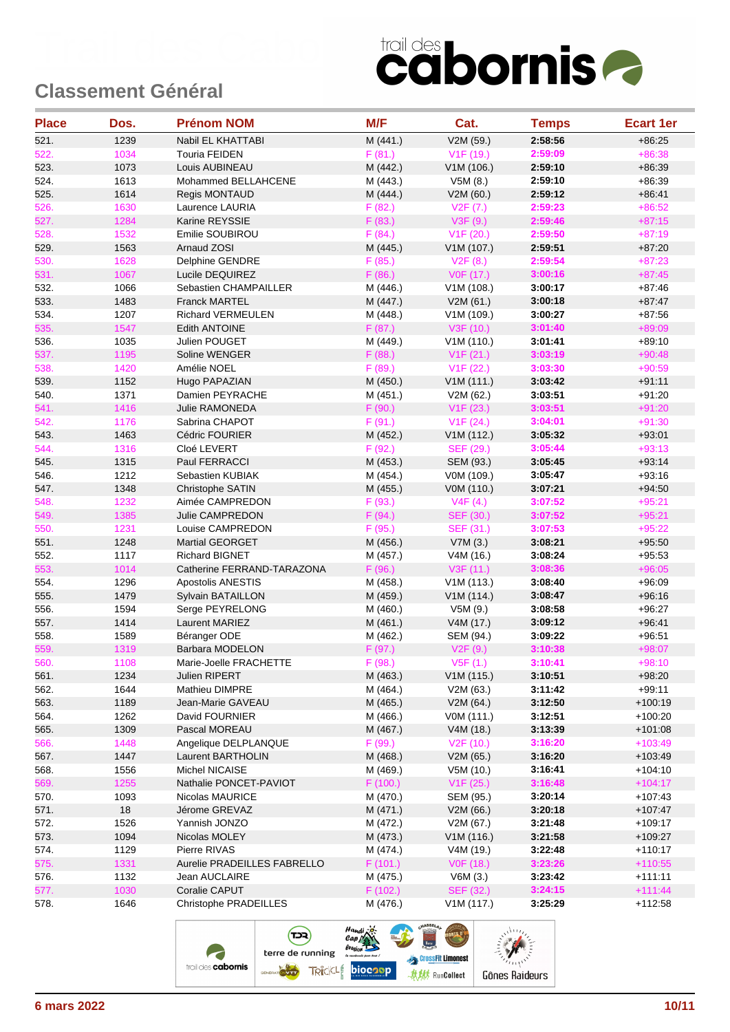## Classement Général

| Place | Dos. | Prénom NOM | M/F | Cat. | Temps | Ecart 1er |
|---|---|---|---|---|---|---|
| 521. | 1239 | Nabil EL KHATTABI | M (441.) | V2M (59.) | 2:58:56 | +86:25 |
| 522. | 1034 | Touria FEIDEN | F (81.) | V1F (19.) | 2:59:09 | +86:38 |
| 523. | 1073 | Louis AUBINEAU | M (442.) | V1M (106.) | 2:59:10 | +86:39 |
| 524. | 1613 | Mohammed BELLAHCENE | M (443.) | V5M (8.) | 2:59:10 | +86:39 |
| 525. | 1614 | Regis MONTAUD | M (444.) | V2M (60.) | 2:59:12 | +86:41 |
| 526. | 1630 | Laurence LAURIA | F (82.) | V2F (7.) | 2:59:23 | +86:52 |
| 527. | 1284 | Karine REYSSIE | F (83.) | V3F (9.) | 2:59:46 | +87:15 |
| 528. | 1532 | Emilie SOUBIROU | F (84.) | V1F (20.) | 2:59:50 | +87:19 |
| 529. | 1563 | Arnaud ZOSI | M (445.) | V1M (107.) | 2:59:51 | +87:20 |
| 530. | 1628 | Delphine GENDRE | F (85.) | V2F (8.) | 2:59:54 | +87:23 |
| 531. | 1067 | Lucile DEQUIREZ | F (86.) | V0F (17.) | 3:00:16 | +87:45 |
| 532. | 1066 | Sebastien CHAMPAILLER | M (446.) | V1M (108.) | 3:00:17 | +87:46 |
| 533. | 1483 | Franck MARTEL | M (447.) | V2M (61.) | 3:00:18 | +87:47 |
| 534. | 1207 | Richard VERMEULEN | M (448.) | V1M (109.) | 3:00:27 | +87:56 |
| 535. | 1547 | Edith ANTOINE | F (87.) | V3F (10.) | 3:01:40 | +89:09 |
| 536. | 1035 | Julien POUGET | M (449.) | V1M (110.) | 3:01:41 | +89:10 |
| 537. | 1195 | Soline WENGER | F (88.) | V1F (21.) | 3:03:19 | +90:48 |
| 538. | 1420 | Amélie NOEL | F (89.) | V1F (22.) | 3:03:30 | +90:59 |
| 539. | 1152 | Hugo PAPAZIAN | M (450.) | V1M (111.) | 3:03:42 | +91:11 |
| 540. | 1371 | Damien PEYRACHE | M (451.) | V2M (62.) | 3:03:51 | +91:20 |
| 541. | 1416 | Julie RAMONEDA | F (90.) | V1F (23.) | 3:03:51 | +91:20 |
| 542. | 1176 | Sabrina CHAPOT | F (91.) | V1F (24.) | 3:04:01 | +91:30 |
| 543. | 1463 | Cédric FOURIER | M (452.) | V1M (112.) | 3:05:32 | +93:01 |
| 544. | 1316 | Cloé LEVERT | F (92.) | SEF (29.) | 3:05:44 | +93:13 |
| 545. | 1315 | Paul FERRACCI | M (453.) | SEM (93.) | 3:05:45 | +93:14 |
| 546. | 1212 | Sebastien KUBIAK | M (454.) | V0M (109.) | 3:05:47 | +93:16 |
| 547. | 1348 | Christophe SATIN | M (455.) | V0M (110.) | 3:07:21 | +94:50 |
| 548. | 1232 | Aimée CAMPREDON | F (93.) | V4F (4.) | 3:07:52 | +95:21 |
| 549. | 1385 | Julie CAMPREDON | F (94.) | SEF (30.) | 3:07:52 | +95:21 |
| 550. | 1231 | Louise CAMPREDON | F (95.) | SEF (31.) | 3:07:53 | +95:22 |
| 551. | 1248 | Martial GEORGET | M (456.) | V7M (3.) | 3:08:21 | +95:50 |
| 552. | 1117 | Richard BIGNET | M (457.) | V4M (16.) | 3:08:24 | +95:53 |
| 553. | 1014 | Catherine FERRAND-TARAZONA | F (96.) | V3F (11.) | 3:08:36 | +96:05 |
| 554. | 1296 | Apostolis ANESTIS | M (458.) | V1M (113.) | 3:08:40 | +96:09 |
| 555. | 1479 | Sylvain BATAILLON | M (459.) | V1M (114.) | 3:08:47 | +96:16 |
| 556. | 1594 | Serge PEYRELONG | M (460.) | V5M (9.) | 3:08:58 | +96:27 |
| 557. | 1414 | Laurent MARIEZ | M (461.) | V4M (17.) | 3:09:12 | +96:41 |
| 558. | 1589 | Béranger ODE | M (462.) | SEM (94.) | 3:09:22 | +96:51 |
| 559. | 1319 | Barbara MODELON | F (97.) | V2F (9.) | 3:10:38 | +98:07 |
| 560. | 1108 | Marie-Joelle FRACHETTE | F (98.) | V5F (1.) | 3:10:41 | +98:10 |
| 561. | 1234 | Julien RIPERT | M (463.) | V1M (115.) | 3:10:51 | +98:20 |
| 562. | 1644 | Mathieu DIMPRE | M (464.) | V2M (63.) | 3:11:42 | +99:11 |
| 563. | 1189 | Jean-Marie GAVEAU | M (465.) | V2M (64.) | 3:12:50 | +100:19 |
| 564. | 1262 | David FOURNIER | M (466.) | V0M (111.) | 3:12:51 | +100:20 |
| 565. | 1309 | Pascal MOREAU | M (467.) | V4M (18.) | 3:13:39 | +101:08 |
| 566. | 1448 | Angelique DELPLANQUE | F (99.) | V2F (10.) | 3:16:20 | +103:49 |
| 567. | 1447 | Laurent BARTHOLIN | M (468.) | V2M (65.) | 3:16:20 | +103:49 |
| 568. | 1556 | Michel NICAISE | M (469.) | V5M (10.) | 3:16:41 | +104:10 |
| 569. | 1255 | Nathalie PONCET-PAVIOT | F (100.) | V1F (25.) | 3:16:48 | +104:17 |
| 570. | 1093 | Nicolas MAURICE | M (470.) | SEM (95.) | 3:20:14 | +107:43 |
| 571. | 18 | Jérome GREVAZ | M (471.) | V2M (66.) | 3:20:18 | +107:47 |
| 572. | 1526 | Yannish JONZO | M (472.) | V2M (67.) | 3:21:48 | +109:17 |
| 573. | 1094 | Nicolas MOLEY | M (473.) | V1M (116.) | 3:21:58 | +109:27 |
| 574. | 1129 | Pierre RIVAS | M (474.) | V4M (19.) | 3:22:48 | +110:17 |
| 575. | 1331 | Aurelie PRADEILLES FABRELLO | F (101.) | V0F (18.) | 3:23:26 | +110:55 |
| 576. | 1132 | Jean AUCLAIRE | M (475.) | V6M (3.) | 3:23:42 | +111:11 |
| 577. | 1030 | Coralie CAPUT | F (102.) | SEF (32.) | 3:24:15 | +111:44 |
| 578. | 1646 | Christophe PRADEILLES | M (476.) | V1M (117.) | 3:25:29 | +112:58 |

6 mars 2022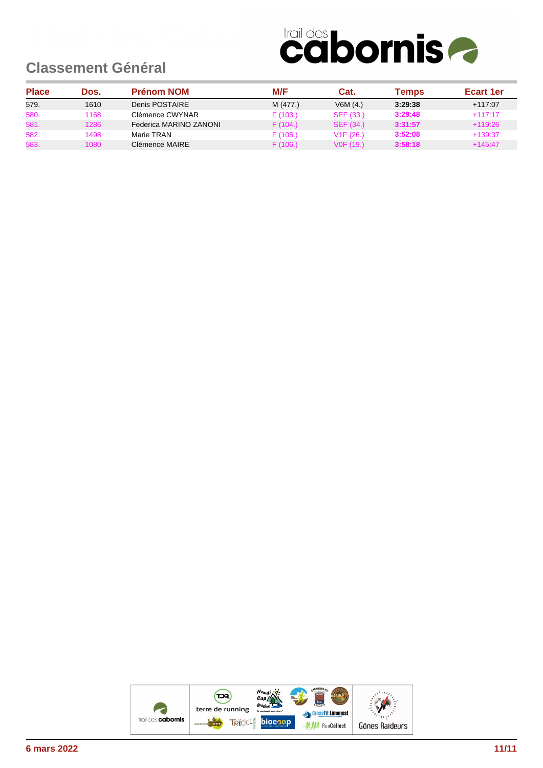## Classement Général

| Place | Dos. | Prénom NOM | M/F | Cat. | Temps | Ecart 1er |
|---|---|---|---|---|---|---|
| 579. | 1610 | Denis POSTAIRE | M (477.) | V6M (4.) | **3:29:38** | +117:07 |
| 580. | 1168 | Clémence CWYNAR | F (103.) | SEF (33.) | **3:29:48** | +117:17 |
| 581. | 1286 | Federica MARINO ZANONI | F (104.) | SEF (34.) | **3:31:57** | +119:26 |
| 582. | 1498 | Marie TRAN | F (105.) | V1F (26.) | **3:52:08** | +139:37 |
| 583. | 1080 | Clémence MAIRE | F (106.) | V0F (19.) | **3:58:18** | +145:47 |

**6 mars 2022**